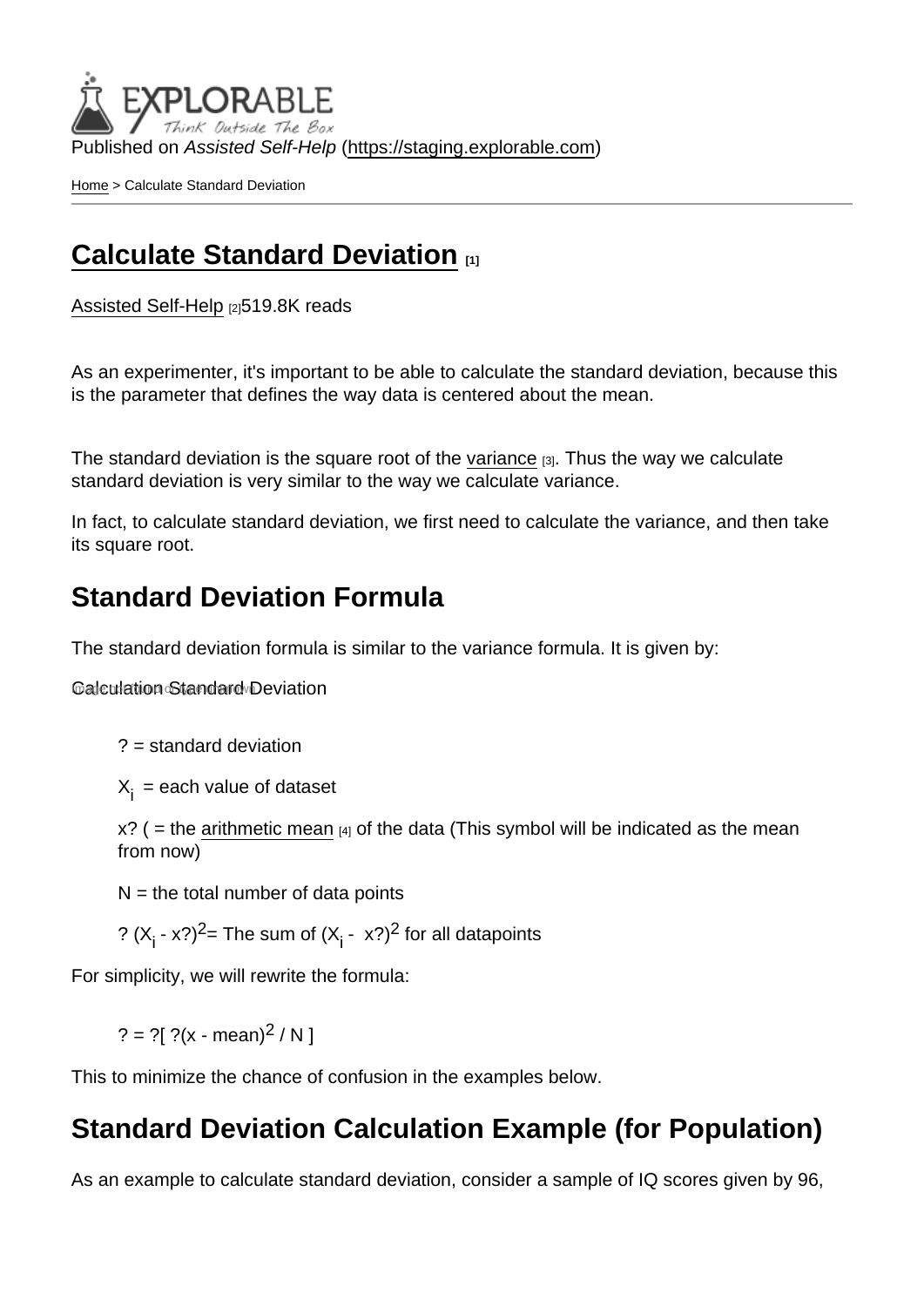Published on *Assisted Self-Help* (https://staging.explorable.com)

Home > Calculate Standard Deviation

# Calculate Standard Deviation [1]

Assisted Self-Help [2] 519.8K reads

As an experimenter, it's important to be able to calculate the standard deviation, because this is the parameter that defines the way data is centered about the mean.

The standard deviation is the square root of the variance [3]. Thus the way we calculate standard deviation is very similar to the way we calculate variance.

In fact, to calculate standard deviation, we first need to calculate the variance, and then take its square root.

## Standard Deviation Formula

The standard deviation formula is similar to the variance formula. It is given by:

Calculation Standard Deviation

? = standard deviation

$X_i$ = each value of dataset

x? ( = the arithmetic mean [4] of the data (This symbol will be indicated as the mean from now)

N = the total number of data points

? $(X_i$ - x?$)^2$= The sum of $(X_i$ - x?$)^2$ for all datapoints

For simplicity, we will rewrite the formula:

? = ?[ ?(x - mean)$^2$ / N ]

This to minimize the chance of confusion in the examples below.

## Standard Deviation Calculation Example (for Population)

As an example to calculate standard deviation, consider a sample of IQ scores given by 96,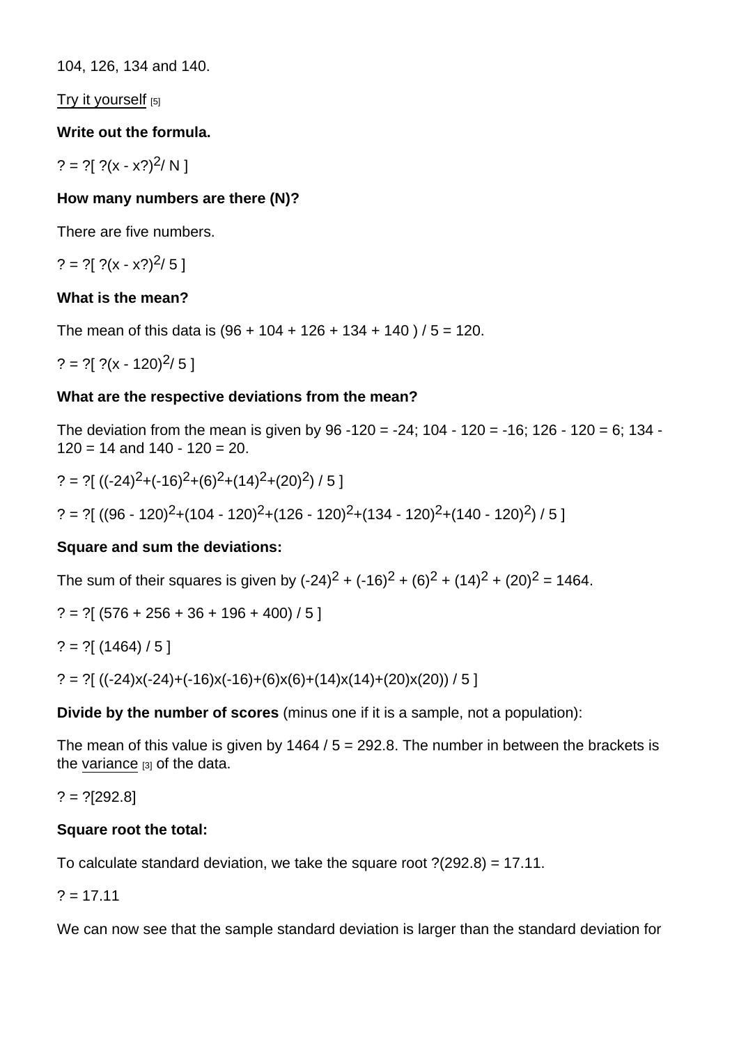104, 126, 134 and 140.

Try it yourself [5]

**Write out the formula.**

? = ?[ ?(x - x?)$^2$/ N ]

**How many numbers are there (N)?**

There are five numbers.

? = ?[ ?(x - x?)$^2$/ 5 ]

**What is the mean?**

The mean of this data is (96 + 104 + 126 + 134 + 140 ) / 5 = 120.

? = ?[ ?(x - 120)$^2$/ 5 ]

**What are the respective deviations from the mean?**

The deviation from the mean is given by 96 -120 = -24; 104 - 120 = -16; 126 - 120 = 6; 134 - 120 = 14 and 140 - 120 = 20.

? = ?[ ((-24)$^2$+(-16)$^2$+(6)$^2$+(14)$^2$+(20)$^2$) / 5 ]

? = ?[ ((96 - 120)$^2$+(104 - 120)$^2$+(126 - 120)$^2$+(134 - 120)$^2$+(140 - 120)$^2$) / 5 ]

**Square and sum the deviations:**

The sum of their squares is given by (-24)$^2$ + (-16)$^2$ + (6)$^2$ + (14)$^2$ + (20)$^2$ = 1464.

? = ?[ (576 + 256 + 36 + 196 + 400) / 5 ]

? = ?[ (1464) / 5 ]

? = ?[ ((-24)x(-24)+(-16)x(-16)+(6)x(6)+(14)x(14)+(20)x(20)) / 5 ]

**Divide by the number of scores** (minus one if it is a sample, not a population):

The mean of this value is given by 1464 / 5 = 292.8. The number in between the brackets is the variance [3] of the data.

? = ?[292.8]

**Square root the total:**

To calculate standard deviation, we take the square root ?(292.8) = 17.11.

? = 17.11

We can now see that the sample standard deviation is larger than the standard deviation for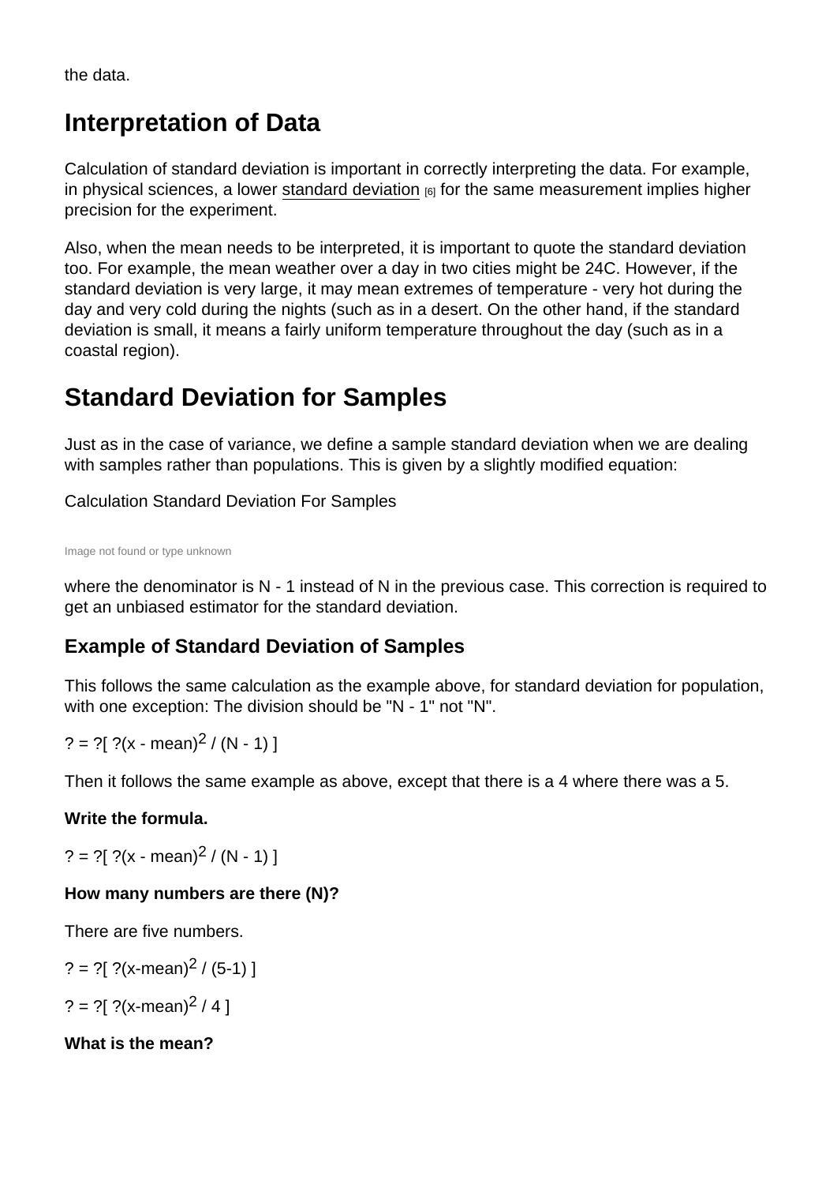the data.

## Interpretation of Data

Calculation of standard deviation is important in correctly interpreting the data. For example, in physical sciences, a lower standard deviation [6] for the same measurement implies higher precision for the experiment.

Also, when the mean needs to be interpreted, it is important to quote the standard deviation too. For example, the mean weather over a day in two cities might be 24C. However, if the standard deviation is very large, it may mean extremes of temperature - very hot during the day and very cold during the nights (such as in a desert. On the other hand, if the standard deviation is small, it means a fairly uniform temperature throughout the day (such as in a coastal region).

## Standard Deviation for Samples

Just as in the case of variance, we define a sample standard deviation when we are dealing with samples rather than populations. This is given by a slightly modified equation:

Calculation Standard Deviation For Samples

Image not found or type unknown

where the denominator is N - 1 instead of N in the previous case. This correction is required to get an unbiased estimator for the standard deviation.

### Example of Standard Deviation of Samples

This follows the same calculation as the example above, for standard deviation for population, with one exception: The division should be "N - 1" not "N".

? = ?[ ?(x - mean)$^2$ / (N - 1) ]

Then it follows the same example as above, except that there is a 4 where there was a 5.

**Write the formula.**

? = ?[ ?(x - mean)$^2$ / (N - 1) ]

**How many numbers are there (N)?**

There are five numbers.

? = ?[ ?(x-mean)$^2$ / (5-1) ]

? = ?[ ?(x-mean)$^2$ / 4 ]

**What is the mean?**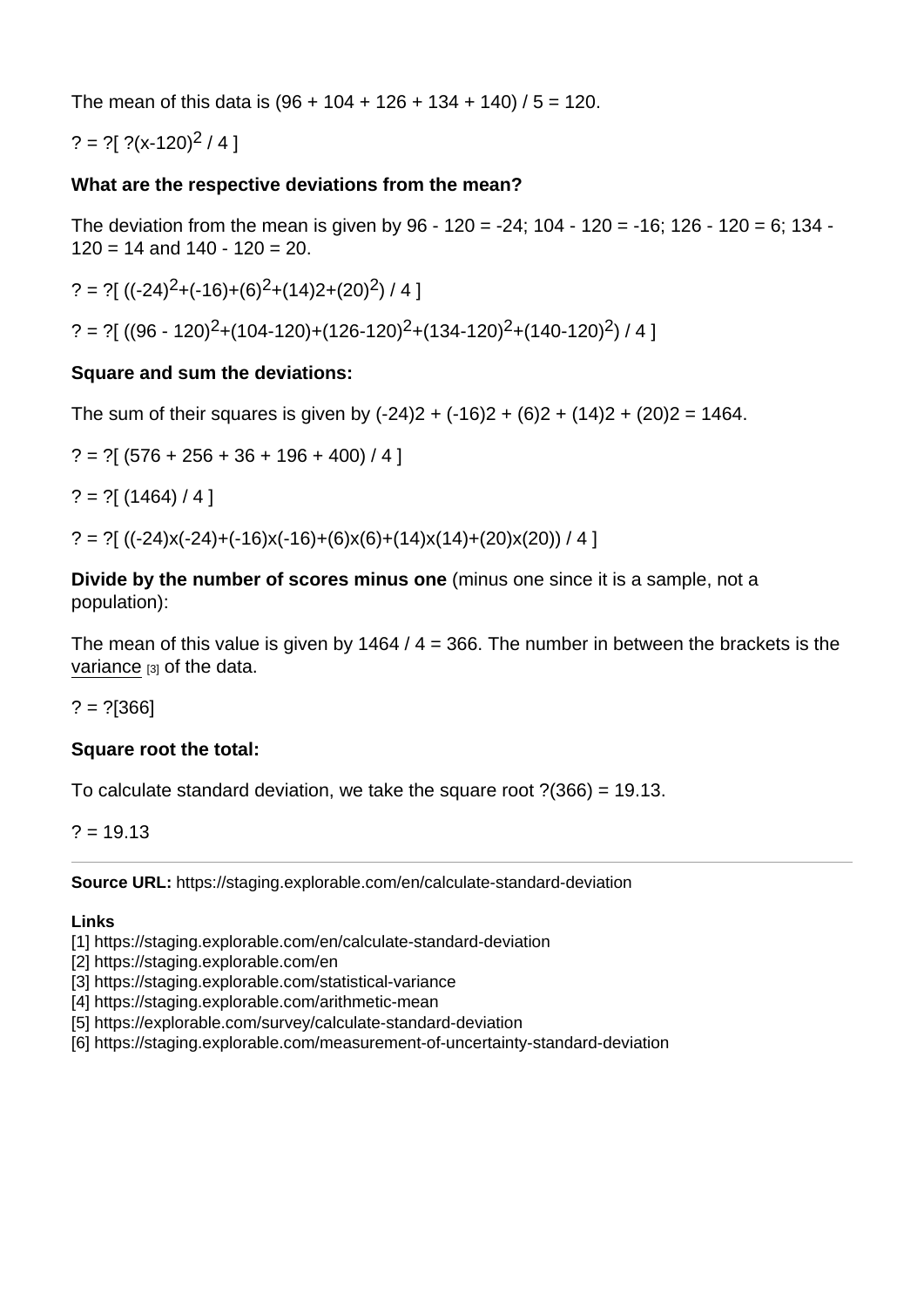The mean of this data is (96 + 104 + 126 + 134 + 140) / 5 = 120.

? = ?[ ?$(x-120)^2$ / 4 ]

**What are the respective deviations from the mean?**

The deviation from the mean is given by 96 - 120 = -24; 104 - 120 = -16; 126 - 120 = 6; 134 - 120 = 14 and 140 - 120 = 20.

? = ?[ ($(-24)^2$+(-16)+$(6)^2$+(14)2+$(20)^2$) / 4 ]

? = ?[ ($(96 - 120)^2$+(104-120)+$(126-120)^2$+$(134-120)^2$+$(140-120)^2$) / 4 ]

**Square and sum the deviations:**

The sum of their squares is given by (-24)2 + (-16)2 + (6)2 + (14)2 + (20)2 = 1464.

? = ?[ (576 + 256 + 36 + 196 + 400) / 4 ]

? = ?[ (1464) / 4 ]

? = ?[ ((-24)x(-24)+(-16)x(-16)+(6)x(6)+(14)x(14)+(20)x(20)) / 4 ]

**Divide by the number of scores minus one** (minus one since it is a sample, not a population):

The mean of this value is given by 1464 / 4 = 366. The number in between the brackets is the variance [3] of the data.

? = ?[366]

**Square root the total:**

To calculate standard deviation, we take the square root ?(366) = 19.13.

? = 19.13

---

**Source URL:** https://staging.explorable.com/en/calculate-standard-deviation

**Links**

[1] https://staging.explorable.com/en/calculate-standard-deviation
[2] https://staging.explorable.com/en
[3] https://staging.explorable.com/statistical-variance
[4] https://staging.explorable.com/arithmetic-mean
[5] https://explorable.com/survey/calculate-standard-deviation
[6] https://staging.explorable.com/measurement-of-uncertainty-standard-deviation